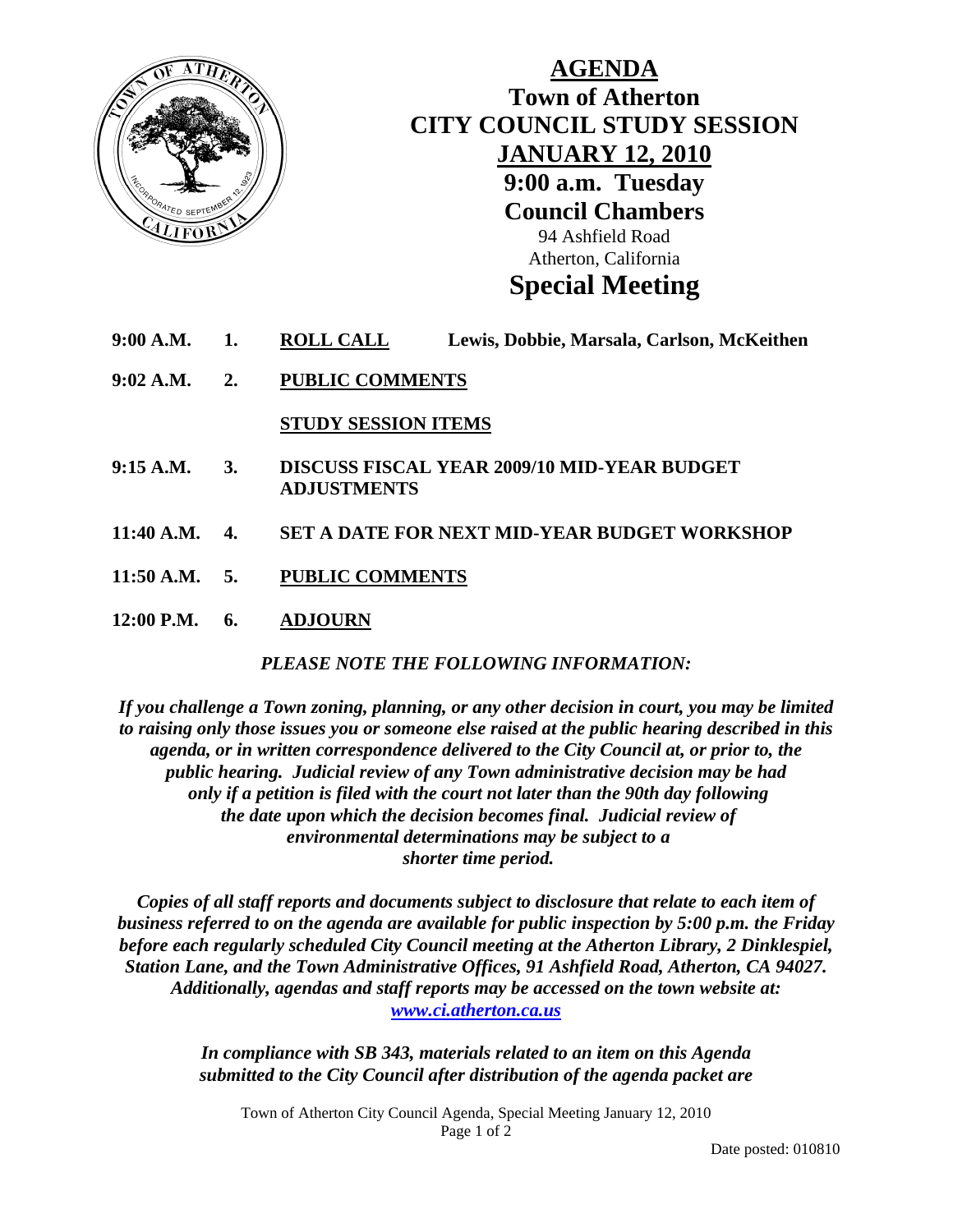# AGENDA

## Town of Atherton
## CITY COUNCIL STUDY SESSION
## JANUARY 12, 2010
## 9:00 a.m. Tuesday
## Council Chambers

94 Ashfield Road
Atherton, California

# Special Meeting

**9:00 A.M.** **1.** **ROLL CALL** **Lewis, Dobbie, Marsala, Carlson, McKeithen**

**9:02 A.M.** **2.** **PUBLIC COMMENTS**

**STUDY SESSION ITEMS**

**9:15 A.M.** **3.** **DISCUSS FISCAL YEAR 2009/10 MID-YEAR BUDGET ADJUSTMENTS**

**11:40 A.M.** **4.** **SET A DATE FOR NEXT MID-YEAR BUDGET WORKSHOP**

**11:50 A.M.** **5.** **PUBLIC COMMENTS**

**12:00 P.M.** **6.** **ADJOURN**

***PLEASE NOTE THE FOLLOWING INFORMATION:***

***If you challenge a Town zoning, planning, or any other decision in court, you may be limited to raising only those issues you or someone else raised at the public hearing described in this agenda, or in written correspondence delivered to the City Council at, or prior to, the public hearing. Judicial review of any Town administrative decision may be had only if a petition is filed with the court not later than the 90th day following the date upon which the decision becomes final. Judicial review of environmental determinations may be subject to a shorter time period.***

***Copies of all staff reports and documents subject to disclosure that relate to each item of business referred to on the agenda are available for public inspection by 5:00 p.m. the Friday before each regularly scheduled City Council meeting at the Atherton Library, 2 Dinklespiel, Station Lane, and the Town Administrative Offices, 91 Ashfield Road, Atherton, CA 94027. Additionally, agendas and staff reports may be accessed on the town website at: [www.ci.atherton.ca.us](http://www.ci.atherton.ca.us)***

***In compliance with SB 343, materials related to an item on this Agenda submitted to the City Council after distribution of the agenda packet are***

Date posted: 010810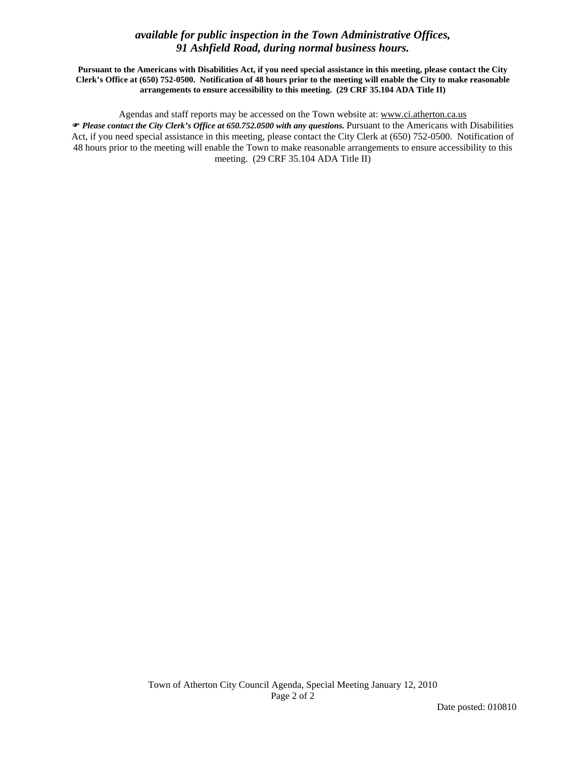***available for public inspection in the Town Administrative Offices, 91 Ashfield Road, during normal business hours.***

**Pursuant to the Americans with Disabilities Act, if you need special assistance in this meeting, please contact the City Clerk's Office at (650) 752-0500. Notification of 48 hours prior to the meeting will enable the City to make reasonable arrangements to ensure accessibility to this meeting. (29 CRF 35.104 ADA Title II)**

Agendas and staff reports may be accessed on the Town website at: www.ci.atherton.ca.us

☛ ***Please contact the City Clerk's Office at 650.752.0500 with any questions.*** Pursuant to the Americans with Disabilities Act, if you need special assistance in this meeting, please contact the City Clerk at (650) 752-0500. Notification of 48 hours prior to the meeting will enable the Town to make reasonable arrangements to ensure accessibility to this meeting. (29 CRF 35.104 ADA Title II)

Date posted: 010810